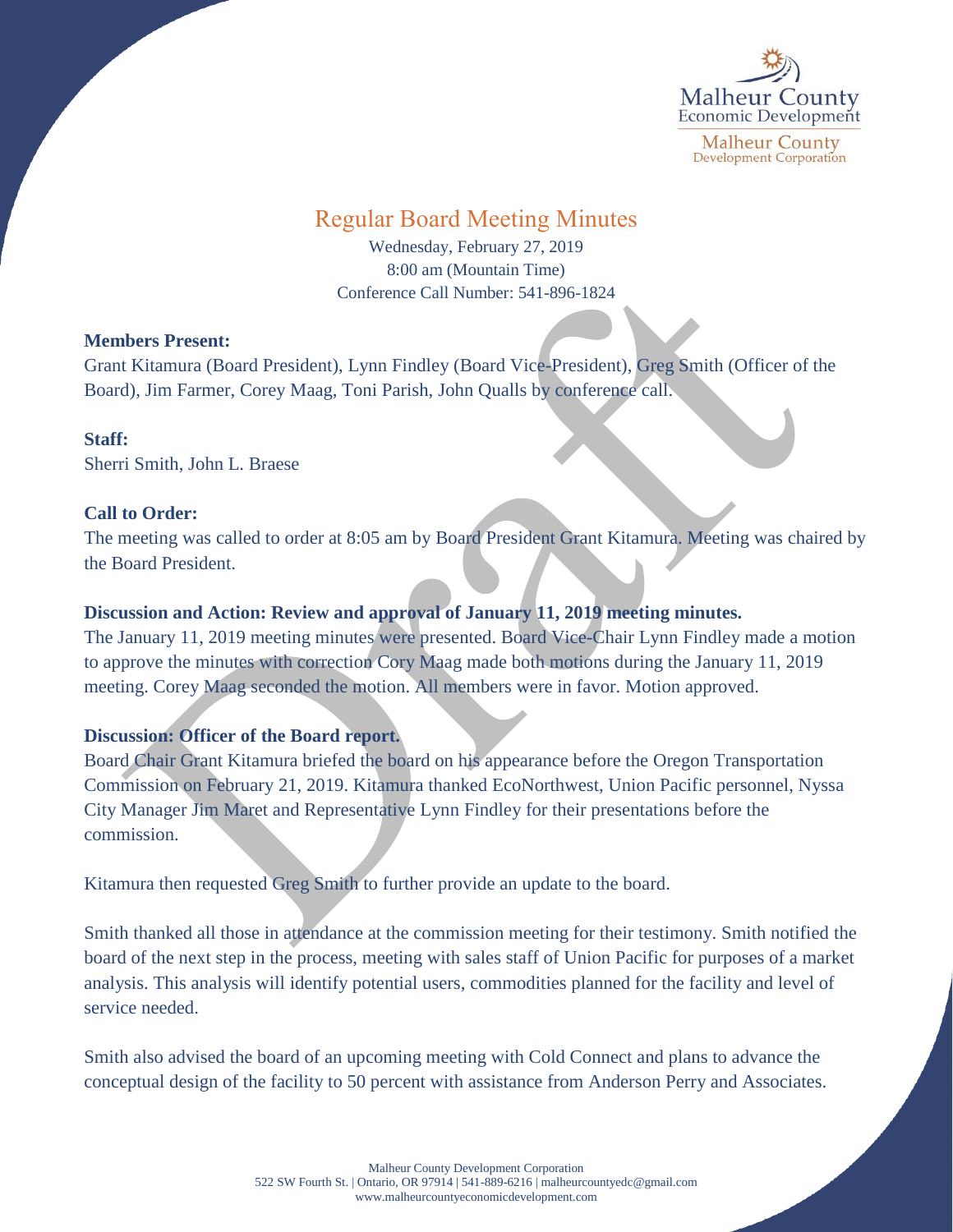Malheur County Economic Development
Malheur County Development Corporation

# Regular Board Meeting Minutes

Wednesday, February 27, 2019
8:00 am (Mountain Time)
Conference Call Number: 541-896-1824

**Members Present:**
Grant Kitamura (Board President), Lynn Findley (Board Vice-President), Greg Smith (Officer of the Board), Jim Farmer, Corey Maag, Toni Parish, John Qualls by conference call.

**Staff:**
Sherri Smith, John L. Braese

**Call to Order:**
The meeting was called to order at 8:05 am by Board President Grant Kitamura. Meeting was chaired by the Board President.

**Discussion and Action: Review and approval of January 11, 2019 meeting minutes.**
The January 11, 2019 meeting minutes were presented. Board Vice-Chair Lynn Findley made a motion to approve the minutes with correction Cory Maag made both motions during the January 11, 2019 meeting. Corey Maag seconded the motion. All members were in favor. Motion approved.

**Discussion: Officer of the Board report.**
Board Chair Grant Kitamura briefed the board on his appearance before the Oregon Transportation Commission on February 21, 2019. Kitamura thanked EcoNorthwest, Union Pacific personnel, Nyssa City Manager Jim Maret and Representative Lynn Findley for their presentations before the commission.

Kitamura then requested Greg Smith to further provide an update to the board.

Smith thanked all those in attendance at the commission meeting for their testimony. Smith notified the board of the next step in the process, meeting with sales staff of Union Pacific for purposes of a market analysis. This analysis will identify potential users, commodities planned for the facility and level of service needed.

Smith also advised the board of an upcoming meeting with Cold Connect and plans to advance the conceptual design of the facility to 50 percent with assistance from Anderson Perry and Associates.

Malheur County Development Corporation
522 SW Fourth St. | Ontario, OR 97914 | 541-889-6216 | malheurcountyedc@gmail.com
www.malheurcountyeconomicdevelopment.com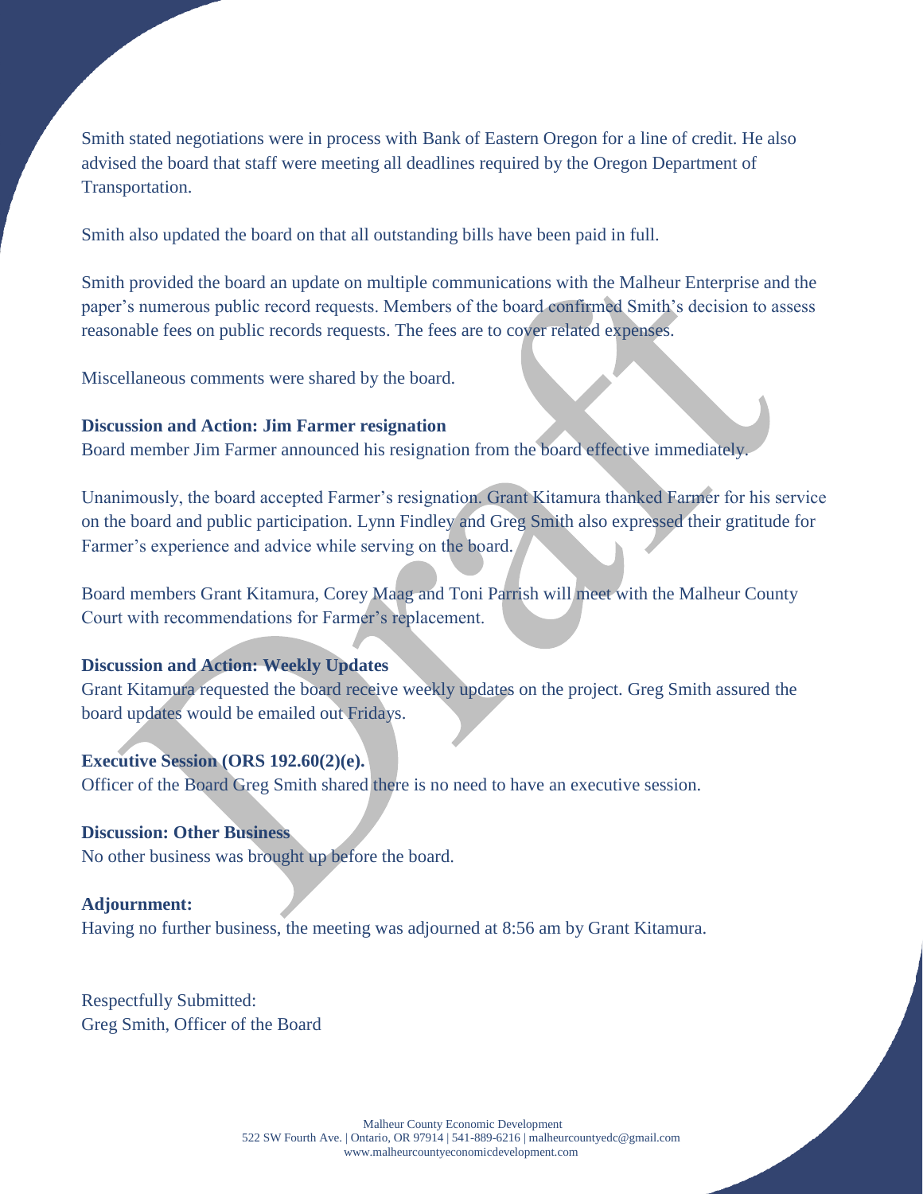Smith stated negotiations were in process with Bank of Eastern Oregon for a line of credit. He also advised the board that staff were meeting all deadlines required by the Oregon Department of Transportation.

Smith also updated the board on that all outstanding bills have been paid in full.

Smith provided the board an update on multiple communications with the Malheur Enterprise and the paper's numerous public record requests. Members of the board confirmed Smith's decision to assess reasonable fees on public records requests. The fees are to cover related expenses.

Miscellaneous comments were shared by the board.

**Discussion and Action: Jim Farmer resignation**
Board member Jim Farmer announced his resignation from the board effective immediately.

Unanimously, the board accepted Farmer's resignation. Grant Kitamura thanked Farmer for his service on the board and public participation. Lynn Findley and Greg Smith also expressed their gratitude for Farmer's experience and advice while serving on the board.

Board members Grant Kitamura, Corey Maag and Toni Parrish will meet with the Malheur County Court with recommendations for Farmer's replacement.

**Discussion and Action: Weekly Updates**
Grant Kitamura requested the board receive weekly updates on the project. Greg Smith assured the board updates would be emailed out Fridays.

**Executive Session (ORS 192.60(2)(e).**
Officer of the Board Greg Smith shared there is no need to have an executive session.

**Discussion: Other Business**
No other business was brought up before the board.

**Adjournment:**
Having no further business, the meeting was adjourned at 8:56 am by Grant Kitamura.

Respectfully Submitted:
Greg Smith, Officer of the Board

Draft